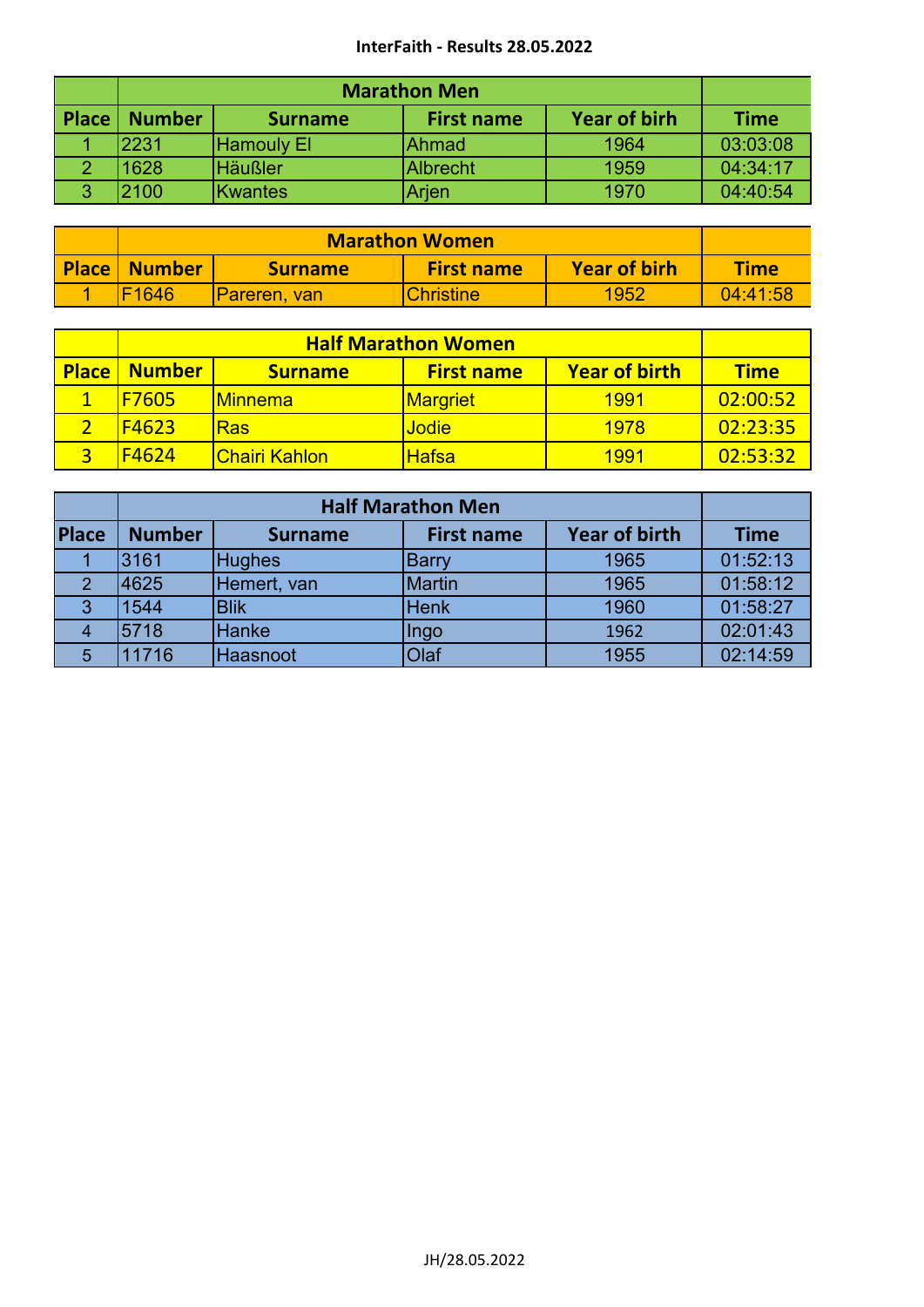# InterFaith - Results 28.05.2022

| | Marathon Men | | | | |
|---|---|---|---|---|---|
| Place | Number | Surname | First name | Year of birh | Time |
| 1 | 2231 | Hamouly El | Ahmad | 1964 | 03:03:08 |
| 2 | 1628 | Häußler | Albrecht | 1959 | 04:34:17 |
| 3 | 2100 | Kwantes | Arjen | 1970 | 04:40:54 |

| | Marathon Women | | | | |
|---|---|---|---|---|---|
| Place | Number | Surname | First name | Year of birh | Time |
| 1 | F1646 | Pareren, van | Christine | 1952 | 04:41:58 |

| | Half Marathon Women | | | | |
|---|---|---|---|---|---|
| Place | Number | Surname | First name | Year of birth | Time |
| 1 | F7605 | Minnema | Margriet | 1991 | 02:00:52 |
| 2 | F4623 | Ras | Jodie | 1978 | 02:23:35 |
| 3 | F4624 | Chairi Kahlon | Hafsa | 1991 | 02:53:32 |

| | Half Marathon Men | | | | |
|---|---|---|---|---|---|
| Place | Number | Surname | First name | Year of birth | Time |
| 1 | 3161 | Hughes | Barry | 1965 | 01:52:13 |
| 2 | 4625 | Hemert, van | Martin | 1965 | 01:58:12 |
| 3 | 1544 | Blik | Henk | 1960 | 01:58:27 |
| 4 | 5718 | Hanke | Ingo | 1962 | 02:01:43 |
| 5 | 11716 | Haasnoot | Olaf | 1955 | 02:14:59 |

JH/28.05.2022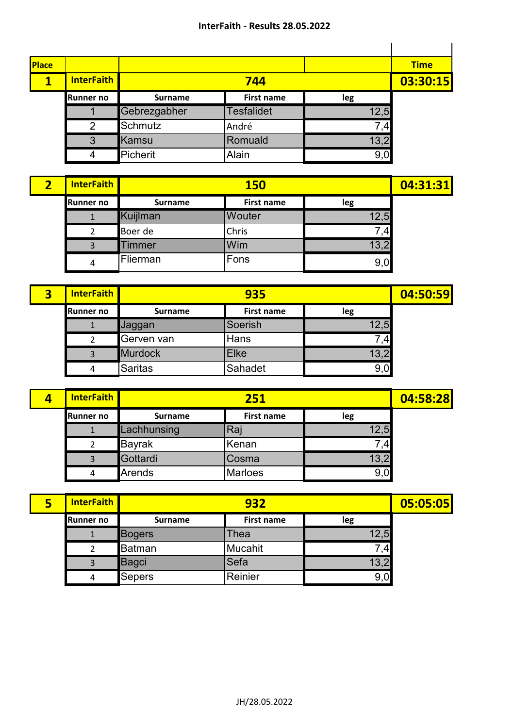**InterFaith - Results 28.05.2022**

| Place | | | | Time |
|---|---|---|---|---|
| **1** | **InterFaith** | **744** | | **03:30:15** |
| | Runner no | Surname | First name | leg |
| | 1 | Gebrezgabher | Tesfalidet | 12,5 |
| | 2 | Schmutz | André | 7,4 |
| | 3 | Kamsu | Romuald | 13,2 |
| | 4 | Picherit | Alain | 9,0 |

| Place | | | | Time |
|---|---|---|---|---|
| **2** | **InterFaith** | **150** | | **04:31:31** |
| | Runner no | Surname | First name | leg |
| | 1 | Kuijlman | Wouter | 12,5 |
| | 2 | Boer de | Chris | 7,4 |
| | 3 | Timmer | Wim | 13,2 |
| | 4 | Flierman | Fons | 9,0 |

| Place | | | | Time |
|---|---|---|---|---|
| **3** | **InterFaith** | **935** | | **04:50:59** |
| | Runner no | Surname | First name | leg |
| | 1 | Jaggan | Soerish | 12,5 |
| | 2 | Gerven van | Hans | 7,4 |
| | 3 | Murdock | Elke | 13,2 |
| | 4 | Saritas | Sahadet | 9,0 |

| Place | | | | Time |
|---|---|---|---|---|
| **4** | **InterFaith** | **251** | | **04:58:28** |
| | Runner no | Surname | First name | leg |
| | 1 | Lachhunsing | Raj | 12,5 |
| | 2 | Bayrak | Kenan | 7,4 |
| | 3 | Gottardi | Cosma | 13,2 |
| | 4 | Arends | Marloes | 9,0 |

| Place | | | | Time |
|---|---|---|---|---|
| **5** | **InterFaith** | **932** | | **05:05:05** |
| | Runner no | Surname | First name | leg |
| | 1 | Bogers | Thea | 12,5 |
| | 2 | Batman | Mucahit | 7,4 |
| | 3 | Bagci | Sefa | 13,2 |
| | 4 | Sepers | Reinier | 9,0 |

JH/28.05.2022